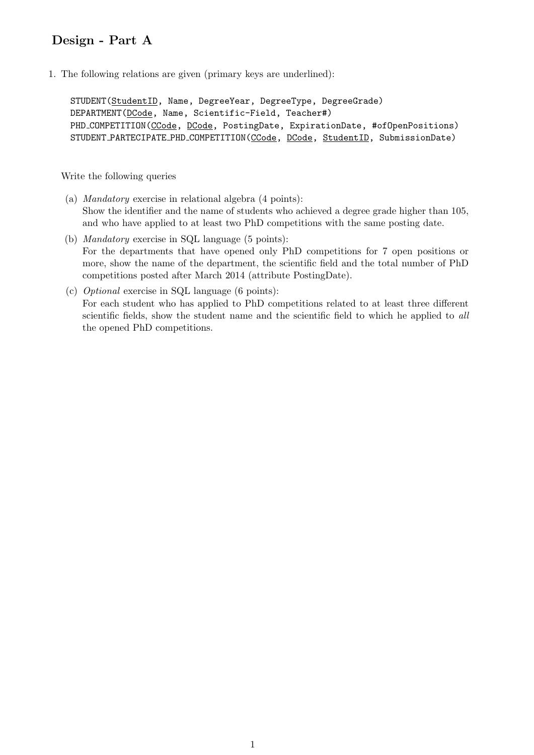## Design - Part A

1. The following relations are given (primary keys are underlined):

```
STUDENT(StudentID, Name, DegreeYear, DegreeType, DegreeGrade)
DEPARTMENT(DCode, Name, Scientific-Field, Teacher#)
PHD_COMPETITION(CCode, DCode, PostingDate, ExpirationDate, #ofOpenPositions)
STUDENT_PARTECIPATE_PHD_COMPETITION(CCode, DCode, StudentID, SubmissionDate)
```

Write the following queries

(a) *Mandatory* exercise in relational algebra (4 points):
Show the identifier and the name of students who achieved a degree grade higher than 105, and who have applied to at least two PhD competitions with the same posting date.

(b) *Mandatory* exercise in SQL language (5 points):
For the departments that have opened only PhD competitions for 7 open positions or more, show the name of the department, the scientific field and the total number of PhD competitions posted after March 2014 (attribute PostingDate).

(c) *Optional* exercise in SQL language (6 points):
For each student who has applied to PhD competitions related to at least three different scientific fields, show the student name and the scientific field to which he applied to *all* the opened PhD competitions.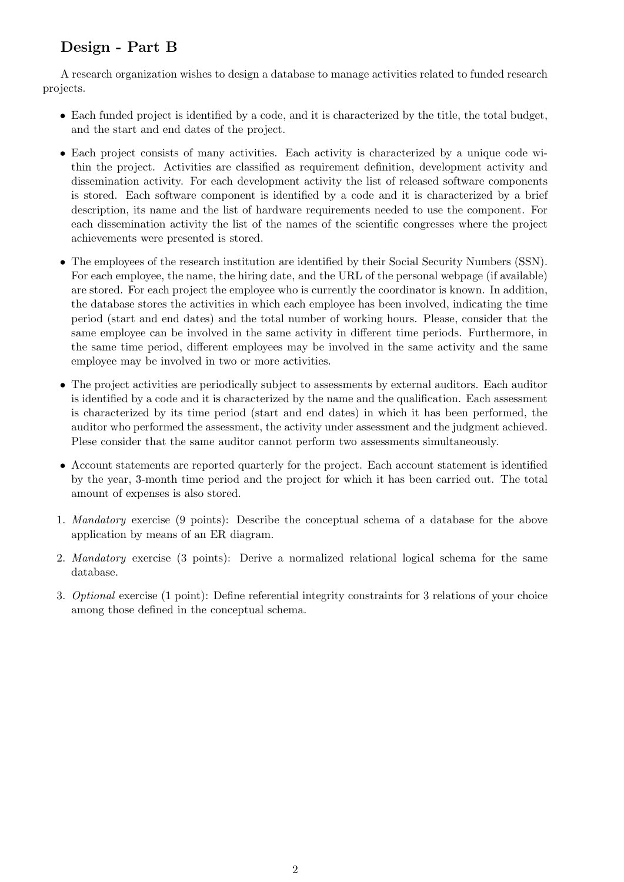## Design - Part B

A research organization wishes to design a database to manage activities related to funded research projects.

- Each funded project is identified by a code, and it is characterized by the title, the total budget, and the start and end dates of the project.
- Each project consists of many activities. Each activity is characterized by a unique code within the project. Activities are classified as requirement definition, development activity and dissemination activity. For each development activity the list of released software components is stored. Each software component is identified by a code and it is characterized by a brief description, its name and the list of hardware requirements needed to use the component. For each dissemination activity the list of the names of the scientific congresses where the project achievements were presented is stored.
- The employees of the research institution are identified by their Social Security Numbers (SSN). For each employee, the name, the hiring date, and the URL of the personal webpage (if available) are stored. For each project the employee who is currently the coordinator is known. In addition, the database stores the activities in which each employee has been involved, indicating the time period (start and end dates) and the total number of working hours. Please, consider that the same employee can be involved in the same activity in different time periods. Furthermore, in the same time period, different employees may be involved in the same activity and the same employee may be involved in two or more activities.
- The project activities are periodically subject to assessments by external auditors. Each auditor is identified by a code and it is characterized by the name and the qualification. Each assessment is characterized by its time period (start and end dates) in which it has been performed, the auditor who performed the assessment, the activity under assessment and the judgment achieved. Plese consider that the same auditor cannot perform two assessments simultaneously.
- Account statements are reported quarterly for the project. Each account statement is identified by the year, 3-month time period and the project for which it has been carried out. The total amount of expenses is also stored.

1. *Mandatory* exercise (9 points): Describe the conceptual schema of a database for the above application by means of an ER diagram.
2. *Mandatory* exercise (3 points): Derive a normalized relational logical schema for the same database.
3. *Optional* exercise (1 point): Define referential integrity constraints for 3 relations of your choice among those defined in the conceptual schema.